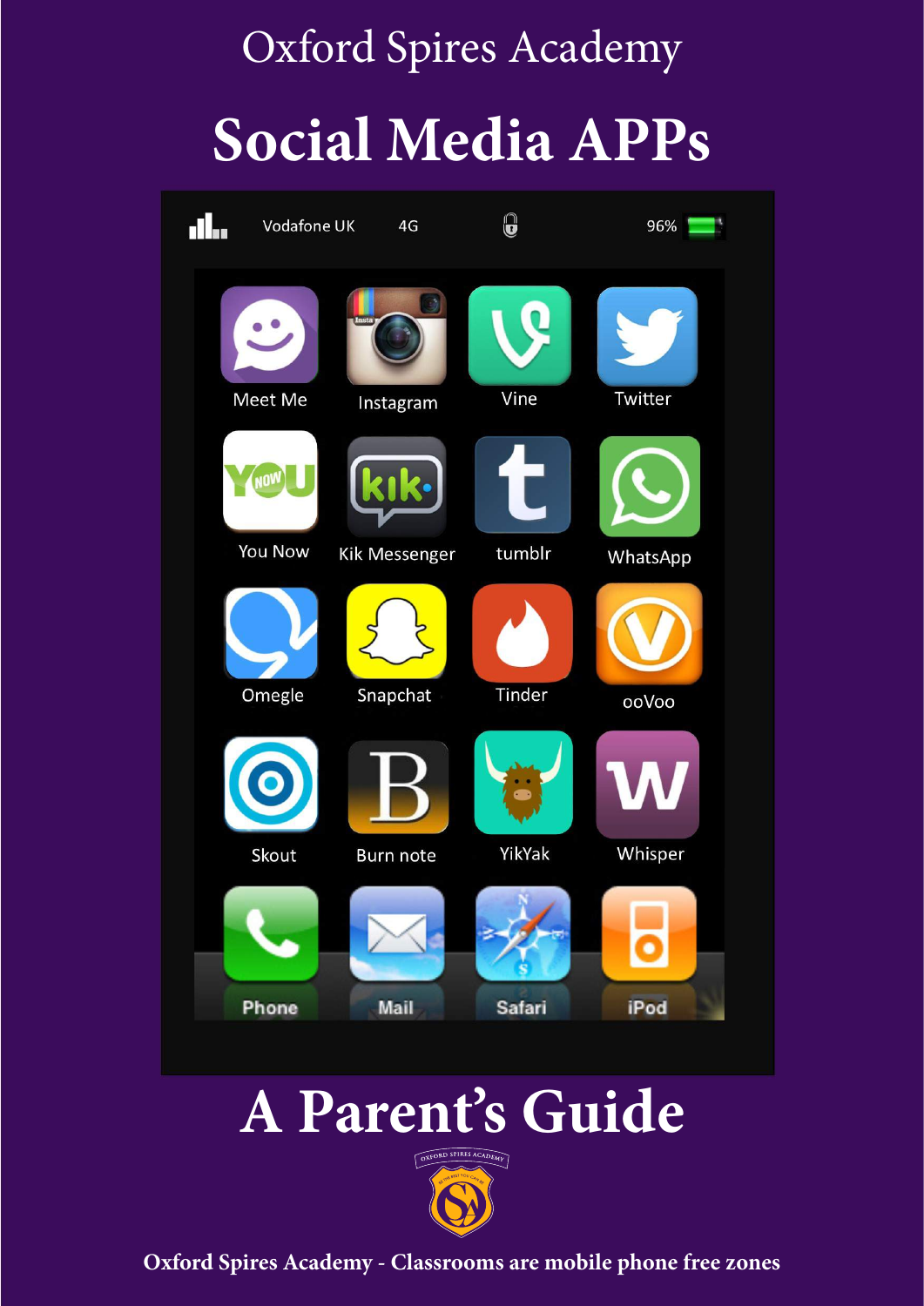Oxford Spires Academy

# Social Media APPs

Vodafone UK 4G 96%

Meet Me
Instagram
Vine
Twitter
You Now
Kik Messenger
tumblr
WhatsApp
Omegle
Snapchat
Tinder
ooVoo
Skout
Burn note
YikYak
Whisper
Phone
Mail
Safari
iPod

# A Parent's Guide

OXFORD SPIRES ACADEMY

**Oxford Spires Academy - Classrooms are mobile phone free zones**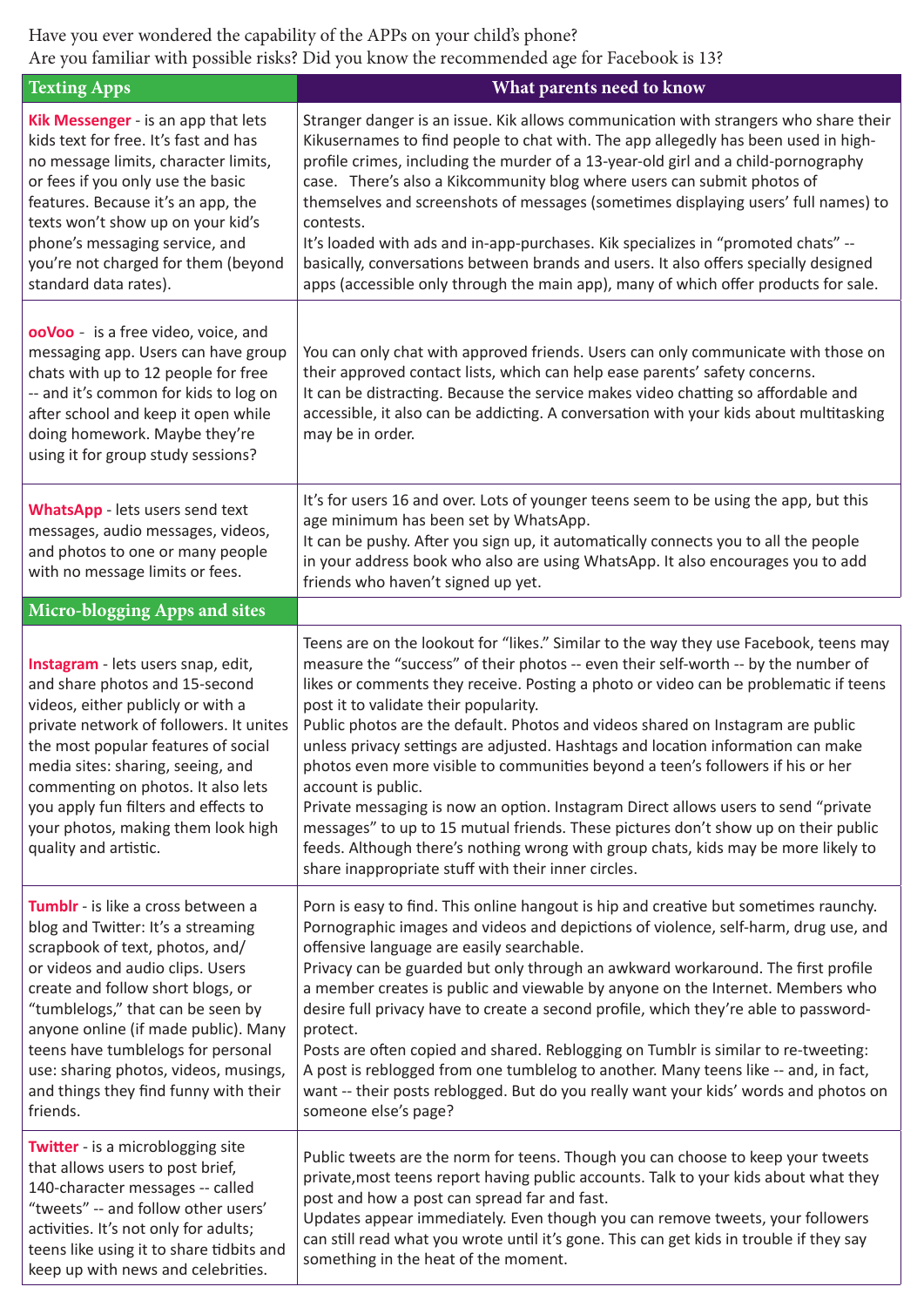Have you ever wondered the capability of the APPs on your child's phone?
Are you familiar with possible risks? Did you know the recommended age for Facebook is 13?

| Texting Apps | What parents need to know |
|---|---|
| **Kik Messenger** - is an app that lets kids text for free. It's fast and has no message limits, character limits, or fees if you only use the basic features. Because it's an app, the texts won't show up on your kid's phone's messaging service, and you're not charged for them (beyond standard data rates). | Stranger danger is an issue. Kik allows communication with strangers who share their Kikusernames to find people to chat with. The app allegedly has been used in high-profile crimes, including the murder of a 13-year-old girl and a child-pornography case. There's also a Kikcommunity blog where users can submit photos of themselves and screenshots of messages (sometimes displaying users' full names) to contests.<br>It's loaded with ads and in-app-purchases. Kik specializes in "promoted chats" -- basically, conversations between brands and users. It also offers specially designed apps (accessible only through the main app), many of which offer products for sale. |
| **ooVoo** - is a free video, voice, and messaging app. Users can have group chats with up to 12 people for free -- and it's common for kids to log on after school and keep it open while doing homework. Maybe they're using it for group study sessions? | You can only chat with approved friends. Users can only communicate with those on their approved contact lists, which can help ease parents' safety concerns.<br>It can be distracting. Because the service makes video chatting so affordable and accessible, it also can be addicting. A conversation with your kids about multitasking may be in order. |
| **WhatsApp** - lets users send text messages, audio messages, videos, and photos to one or many people with no message limits or fees. | It's for users 16 and over. Lots of younger teens seem to be using the app, but this age minimum has been set by WhatsApp.<br>It can be pushy. After you sign up, it automatically connects you to all the people in your address book who also are using WhatsApp. It also encourages you to add friends who haven't signed up yet. |
| **Micro-blogging Apps and sites** | |
| **Instagram** - lets users snap, edit, and share photos and 15-second videos, either publicly or with a private network of followers. It unites the most popular features of social media sites: sharing, seeing, and commenting on photos. It also lets you apply fun filters and effects to your photos, making them look high quality and artistic. | Teens are on the lookout for "likes." Similar to the way they use Facebook, teens may measure the "success" of their photos -- even their self-worth -- by the number of likes or comments they receive. Posting a photo or video can be problematic if teens post it to validate their popularity.<br>Public photos are the default. Photos and videos shared on Instagram are public unless privacy settings are adjusted. Hashtags and location information can make photos even more visible to communities beyond a teen's followers if his or her account is public.<br>Private messaging is now an option. Instagram Direct allows users to send "private messages" to up to 15 mutual friends. These pictures don't show up on their public feeds. Although there's nothing wrong with group chats, kids may be more likely to share inappropriate stuff with their inner circles. |
| **Tumblr** - is like a cross between a blog and Twitter: It's a streaming scrapbook of text, photos, and/or videos and audio clips. Users create and follow short blogs, or "tumblelogs," that can be seen by anyone online (if made public). Many teens have tumblelogs for personal use: sharing photos, videos, musings, and things they find funny with their friends. | Porn is easy to find. This online hangout is hip and creative but sometimes raunchy. Pornographic images and videos and depictions of violence, self-harm, drug use, and offensive language are easily searchable.<br>Privacy can be guarded but only through an awkward workaround. The first profile a member creates is public and viewable by anyone on the Internet. Members who desire full privacy have to create a second profile, which they're able to password-protect.<br>Posts are often copied and shared. Reblogging on Tumblr is similar to re-tweeting: A post is reblogged from one tumblelog to another. Many teens like -- and, in fact, want -- their posts reblogged. But do you really want your kids' words and photos on someone else's page? |
| **Twitter** - is a microblogging site that allows users to post brief, 140-character messages -- called "tweets" -- and follow other users' activities. It's not only for adults; teens like using it to share tidbits and keep up with news and celebrities. | Public tweets are the norm for teens. Though you can choose to keep your tweets private,most teens report having public accounts. Talk to your kids about what they post and how a post can spread far and fast.<br>Updates appear immediately. Even though you can remove tweets, your followers can still read what you wrote until it's gone. This can get kids in trouble if they say something in the heat of the moment. |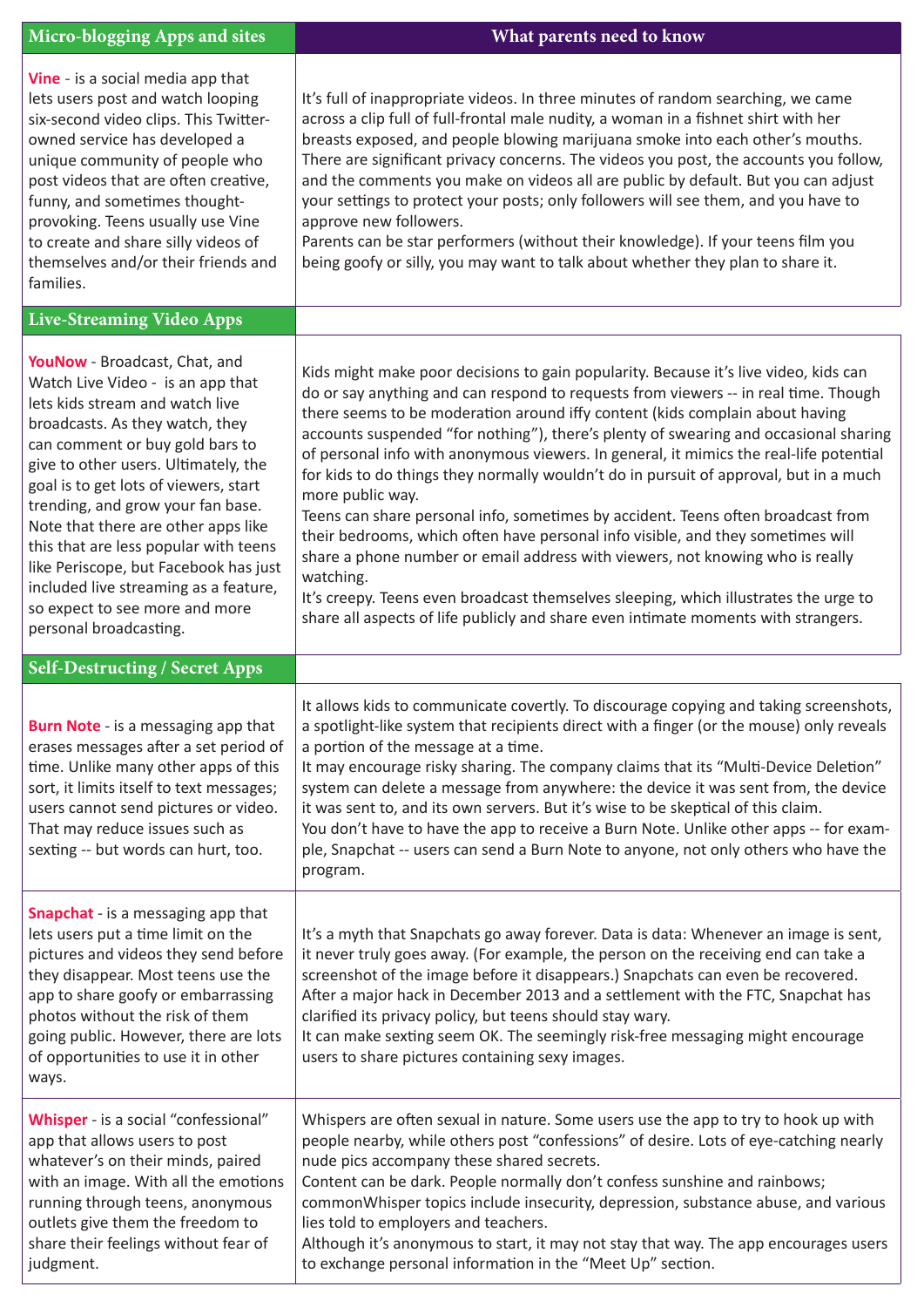| Micro-blogging Apps and sites | What parents need to know |
|---|---|
| **Vine** - is a social media app that lets users post and watch looping six-second video clips. This Twitter-owned service has developed a unique community of people who post videos that are often creative, funny, and sometimes thought-provoking. Teens usually use Vine to create and share silly videos of themselves and/or their friends and families. | It's full of inappropriate videos. In three minutes of random searching, we came across a clip full of full-frontal male nudity, a woman in a fishnet shirt with her breasts exposed, and people blowing marijuana smoke into each other's mouths.<br>There are significant privacy concerns. The videos you post, the accounts you follow, and the comments you make on videos all are public by default. But you can adjust your settings to protect your posts; only followers will see them, and you have to approve new followers.<br>Parents can be star performers (without their knowledge). If your teens film you being goofy or silly, you may want to talk about whether they plan to share it. |
| **Live-Streaming Video Apps** | |
| **YouNow** - Broadcast, Chat, and Watch Live Video - is an app that lets kids stream and watch live broadcasts. As they watch, they can comment or buy gold bars to give to other users. Ultimately, the goal is to get lots of viewers, start trending, and grow your fan base. Note that there are other apps like this that are less popular with teens like Periscope, but Facebook has just included live streaming as a feature, so expect to see more and more personal broadcasting. | Kids might make poor decisions to gain popularity. Because it's live video, kids can do or say anything and can respond to requests from viewers -- in real time. Though there seems to be moderation around iffy content (kids complain about having accounts suspended "for nothing"), there's plenty of swearing and occasional sharing of personal info with anonymous viewers. In general, it mimics the real-life potential for kids to do things they normally wouldn't do in pursuit of approval, but in a much more public way.<br>Teens can share personal info, sometimes by accident. Teens often broadcast from their bedrooms, which often have personal info visible, and they sometimes will share a phone number or email address with viewers, not knowing who is really watching.<br>It's creepy. Teens even broadcast themselves sleeping, which illustrates the urge to share all aspects of life publicly and share even intimate moments with strangers. |
| **Self-Destructing / Secret Apps** | |
| **Burn Note** - is a messaging app that erases messages after a set period of time. Unlike many other apps of this sort, it limits itself to text messages; users cannot send pictures or video. That may reduce issues such as sexting -- but words can hurt, too. | It allows kids to communicate covertly. To discourage copying and taking screenshots, a spotlight-like system that recipients direct with a finger (or the mouse) only reveals a portion of the message at a time.<br>It may encourage risky sharing. The company claims that its "Multi-Device Deletion" system can delete a message from anywhere: the device it was sent from, the device it was sent to, and its own servers. But it's wise to be skeptical of this claim.<br>You don't have to have the app to receive a Burn Note. Unlike other apps -- for example, Snapchat -- users can send a Burn Note to anyone, not only others who have the program. |
| **Snapchat** - is a messaging app that lets users put a time limit on the pictures and videos they send before they disappear. Most teens use the app to share goofy or embarrassing photos without the risk of them going public. However, there are lots of opportunities to use it in other ways. | It's a myth that Snapchats go away forever. Data is data: Whenever an image is sent, it never truly goes away. (For example, the person on the receiving end can take a screenshot of the image before it disappears.) Snapchats can even be recovered. After a major hack in December 2013 and a settlement with the FTC, Snapchat has clarified its privacy policy, but teens should stay wary.<br>It can make sexting seem OK. The seemingly risk-free messaging might encourage users to share pictures containing sexy images. |
| **Whisper** - is a social "confessional" app that allows users to post whatever's on their minds, paired with an image. With all the emotions running through teens, anonymous outlets give them the freedom to share their feelings without fear of judgment. | Whispers are often sexual in nature. Some users use the app to try to hook up with people nearby, while others post "confessions" of desire. Lots of eye-catching nearly nude pics accompany these shared secrets.<br>Content can be dark. People normally don't confess sunshine and rainbows; commonWhisper topics include insecurity, depression, substance abuse, and various lies told to employers and teachers.<br>Although it's anonymous to start, it may not stay that way. The app encourages users to exchange personal information in the "Meet Up" section. |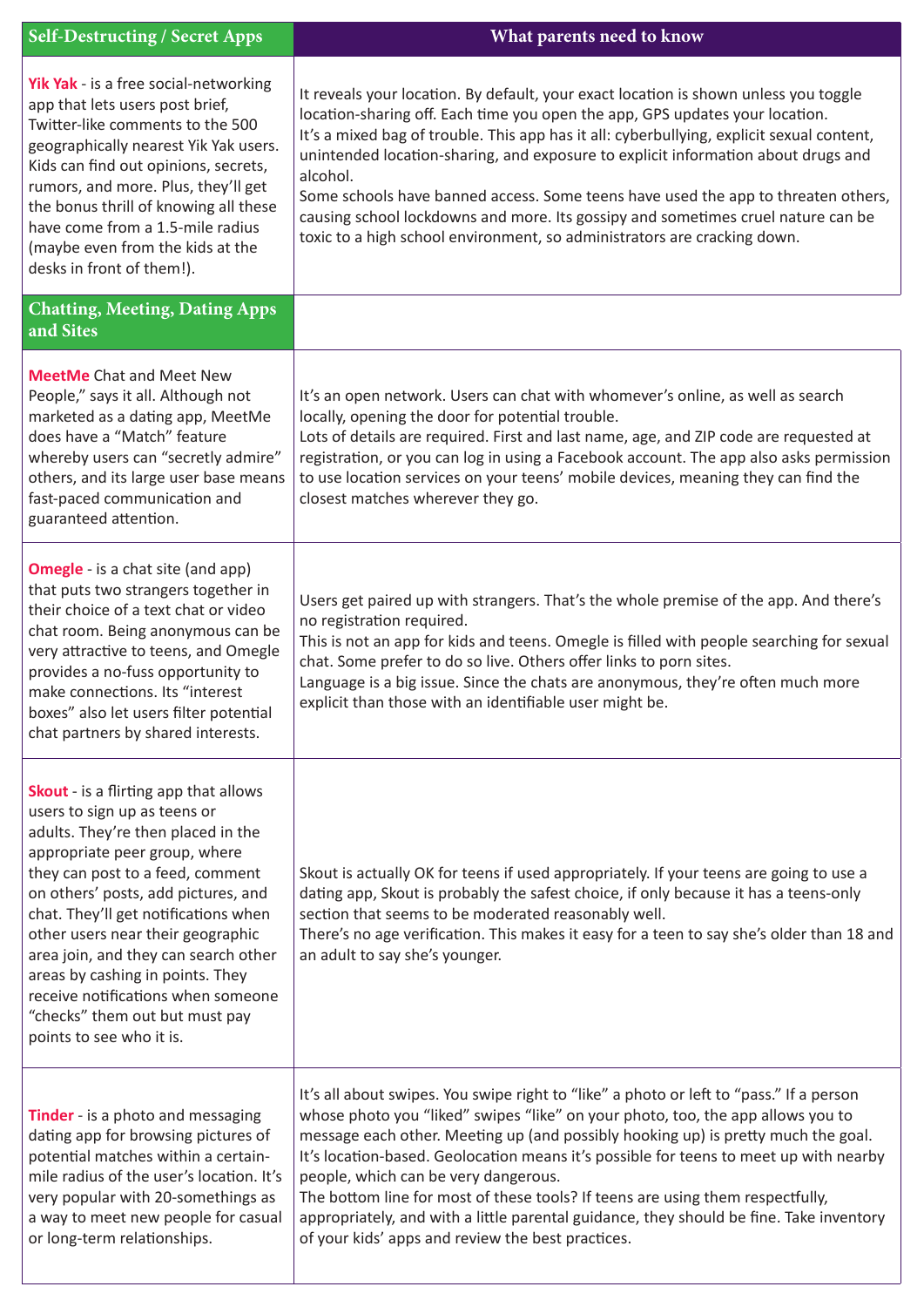| Self-Destructing / Secret Apps | What parents need to know |
|---|---|
| **Yik Yak** - is a free social-networking app that lets users post brief, Twitter-like comments to the 500 geographically nearest Yik Yak users. Kids can find out opinions, secrets, rumors, and more. Plus, they'll get the bonus thrill of knowing all these have come from a 1.5-mile radius (maybe even from the kids at the desks in front of them!). | It reveals your location. By default, your exact location is shown unless you toggle location-sharing off. Each time you open the app, GPS updates your location. It's a mixed bag of trouble. This app has it all: cyberbullying, explicit sexual content, unintended location-sharing, and exposure to explicit information about drugs and alcohol. Some schools have banned access. Some teens have used the app to threaten others, causing school lockdowns and more. Its gossipy and sometimes cruel nature can be toxic to a high school environment, so administrators are cracking down. |
| **Chatting, Meeting, Dating Apps and Sites** | |
| **MeetMe** Chat and Meet New People," says it all. Although not marketed as a dating app, MeetMe does have a "Match" feature whereby users can "secretly admire" others, and its large user base means fast-paced communication and guaranteed attention. | It's an open network. Users can chat with whomever's online, as well as search locally, opening the door for potential trouble. Lots of details are required. First and last name, age, and ZIP code are requested at registration, or you can log in using a Facebook account. The app also asks permission to use location services on your teens' mobile devices, meaning they can find the closest matches wherever they go. |
| **Omegle** - is a chat site (and app) that puts two strangers together in their choice of a text chat or video chat room. Being anonymous can be very attractive to teens, and Omegle provides a no-fuss opportunity to make connections. Its "interest boxes" also let users filter potential chat partners by shared interests. | Users get paired up with strangers. That's the whole premise of the app. And there's no registration required. This is not an app for kids and teens. Omegle is filled with people searching for sexual chat. Some prefer to do so live. Others offer links to porn sites. Language is a big issue. Since the chats are anonymous, they're often much more explicit than those with an identifiable user might be. |
| **Skout** - is a flirting app that allows users to sign up as teens or adults. They're then placed in the appropriate peer group, where they can post to a feed, comment on others' posts, add pictures, and chat. They'll get notifications when other users near their geographic area join, and they can search other areas by cashing in points. They receive notifications when someone "checks" them out but must pay points to see who it is. | Skout is actually OK for teens if used appropriately. If your teens are going to use a dating app, Skout is probably the safest choice, if only because it has a teens-only section that seems to be moderated reasonably well. There's no age verification. This makes it easy for a teen to say she's older than 18 and an adult to say she's younger. |
| **Tinder** - is a photo and messaging dating app for browsing pictures of potential matches within a certain-mile radius of the user's location. It's very popular with 20-somethings as a way to meet new people for casual or long-term relationships. | It's all about swipes. You swipe right to "like" a photo or left to "pass." If a person whose photo you "liked" swipes "like" on your photo, too, the app allows you to message each other. Meeting up (and possibly hooking up) is pretty much the goal. It's location-based. Geolocation means it's possible for teens to meet up with nearby people, which can be very dangerous. The bottom line for most of these tools? If teens are using them respectfully, appropriately, and with a little parental guidance, they should be fine. Take inventory of your kids' apps and review the best practices. |